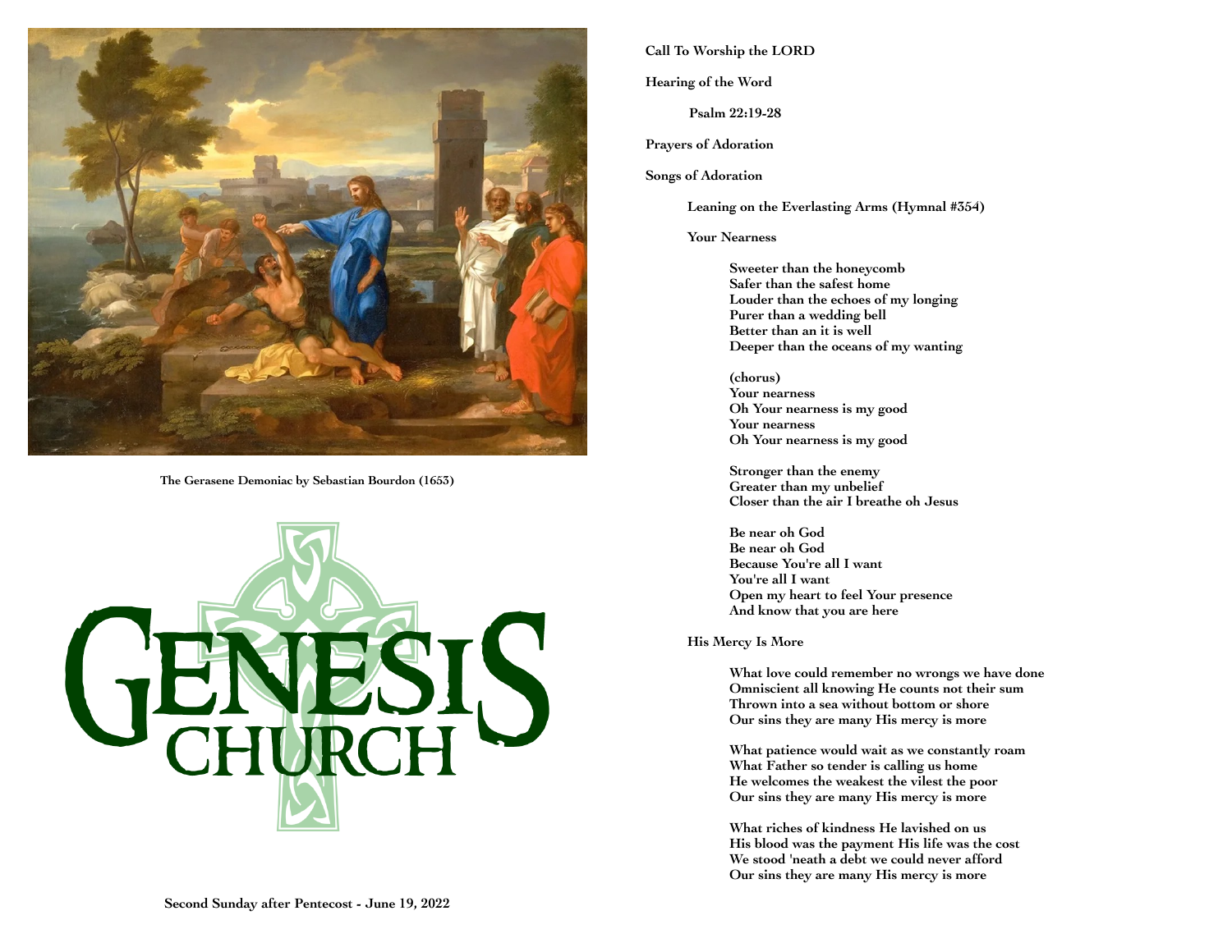The Gerasene Demoniac by Sebastian Bourdon (1653)

# GENESIS CHURCH

Second Sunday after Pentecost - June 19, 2022

**Call To Worship the LORD**

**Hearing of the Word**

**Psalm 22:19-28**

**Prayers of Adoration**

**Songs of Adoration**

**Leaning on the Everlasting Arms (Hymnal #354)**

**Your Nearness**

Sweeter than the honeycomb
Safer than the safest home
Louder than the echoes of my longing
Purer than a wedding bell
Better than an it is well
Deeper than the oceans of my wanting

(chorus)
Your nearness
Oh Your nearness is my good
Your nearness
Oh Your nearness is my good

Stronger than the enemy
Greater than my unbelief
Closer than the air I breathe oh Jesus

Be near oh God
Be near oh God
Because You're all I want
You're all I want
Open my heart to feel Your presence
And know that you are here

**His Mercy Is More**

What love could remember no wrongs we have done
Omniscient all knowing He counts not their sum
Thrown into a sea without bottom or shore
Our sins they are many His mercy is more

What patience would wait as we constantly roam
What Father so tender is calling us home
He welcomes the weakest the vilest the poor
Our sins they are many His mercy is more

What riches of kindness He lavished on us
His blood was the payment His life was the cost
We stood 'neath a debt we could never afford
Our sins they are many His mercy is more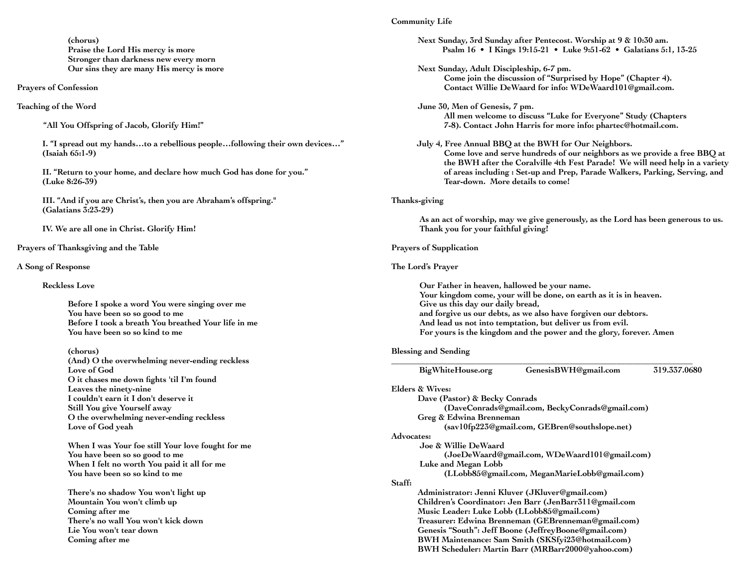(chorus)
Praise the Lord His mercy is more
Stronger than darkness new every morn
Our sins they are many His mercy is more

**Prayers of Confession**

**Teaching of the Word**

"All You Offspring of Jacob, Glorify Him!"

I. "I spread out my hands…to a rebellious people…following their own devices…" (Isaiah 65:1-9)

II. "Return to your home, and declare how much God has done for you." (Luke 8:26-39)

III. "And if you are Christ's, then you are Abraham's offspring." (Galatians 3:23-29)

IV. We are all one in Christ. Glorify Him!

**Prayers of Thanksgiving and the Table**

**A Song of Response**

Reckless Love

Before I spoke a word You were singing over me
You have been so so good to me
Before I took a breath You breathed Your life in me
You have been so so kind to me

(chorus)
(And) O the overwhelming never-ending reckless
Love of God
O it chases me down fights 'til I'm found
Leaves the ninety-nine
I couldn't earn it I don't deserve it
Still You give Yourself away
O the overwhelming never-ending reckless
Love of God yeah

When I was Your foe still Your love fought for me
You have been so so good to me
When I felt no worth You paid it all for me
You have been so so kind to me

There's no shadow You won't light up
Mountain You won't climb up
Coming after me
There's no wall You won't kick down
Lie You won't tear down
Coming after me

**Community Life**

Next Sunday, 3rd Sunday after Pentecost. Worship at 9 & 10:30 am.
Psalm 16 • I Kings 19:15-21 • Luke 9:51-62 • Galatians 5:1, 13-25

Next Sunday, Adult Discipleship, 6-7 pm.
Come join the discussion of "Surprised by Hope" (Chapter 4).
Contact Willie DeWaard for info: WDeWaard101@gmail.com.

June 30, Men of Genesis, 7 pm.
All men welcome to discuss "Luke for Everyone" Study (Chapters 7-8). Contact John Harris for more info: phartec@hotmail.com.

July 4, Free Annual BBQ at the BWH for Our Neighbors.
Come love and serve hundreds of our neighbors as we provide a free BBQ at the BWH after the Coralville 4th Fest Parade! We will need help in a variety of areas including : Set-up and Prep, Parade Walkers, Parking, Serving, and Tear-down. More details to come!

**Thanks-giving**

As an act of worship, may we give generously, as the Lord has been generous to us. Thank you for your faithful giving!

**Prayers of Supplication**

**The Lord's Prayer**

Our Father in heaven, hallowed be your name.
Your kingdom come, your will be done, on earth as it is in heaven.
Give us this day our daily bread,
and forgive us our debts, as we also have forgiven our debtors.
And lead us not into temptation, but deliver us from evil.
For yours is the kingdom and the power and the glory, forever. Amen

**Blessing and Sending**

---

BigWhiteHouse.org GenesisBWH@gmail.com 319.337.0680

**Elders & Wives:**
Dave (Pastor) & Becky Conrads
(DaveConrads@gmail.com, BeckyConrads@gmail.com)
Greg & Edwina Brenneman
(sav10fp223@gmail.com, GEBren@southslope.net)

**Advocates:**
Joe & Willie DeWaard
(JoeDeWaard@gmail.com, WDeWaard101@gmail.com)
Luke and Megan Lobb
(LLobb85@gmail.com, MeganMarieLobb@gmail.com)

**Staff:**
Administrator: Jenni Kluver (JKluver@gmail.com)
Children's Coordinator: Jen Barr (JenBarr311@gmail.com
Music Leader: Luke Lobb (LLobb85@gmail.com)
Treasurer: Edwina Brenneman (GEBrenneman@gmail.com)
Genesis "South": Jeff Boone (JeffreyBoone@gmail.com)
BWH Maintenance: Sam Smith (SKSfyi23@hotmail.com)
BWH Scheduler: Martin Barr (MRBarr2000@yahoo.com)